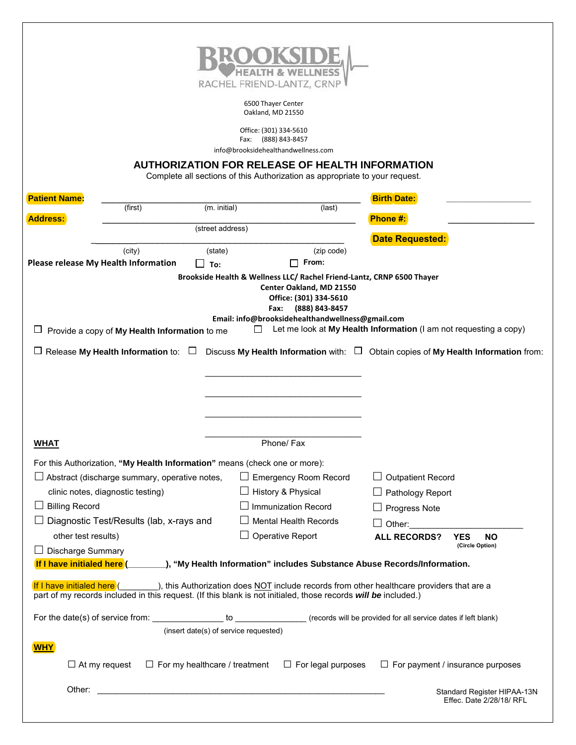BROOKSIDE HEALTH & WELLNESS
RACHEL FRIEND-LANTZ, CRNP

6500 Thayer Center
Oakland, MD 21550

Office: (301) 334-5610
Fax: (888) 843-8457
info@brooksidehealthandwellness.com

# AUTHORIZATION FOR RELEASE OF HEALTH INFORMATION

Complete all sections of this Authorization as appropriate to your request.

**Patient Name:** ______________________________________________ **Birth Date:** ________________
(first) (m. initial) (last)

**Address:** ______________________________________________ **Phone #:** ________________
(street address)

______________________________________________ **Date Requested:**
(city) (state) (zip code)

**Please release My Health Information** ☐ **To:** ☐ **From:**

**Brookside Health & Wellness LLC/ Rachel Friend-Lantz, CRNP 6500 Thayer Center Oakland, MD 21550**
**Office: (301) 334-5610**
**Fax: (888) 843-8457**
**Email: info@brooksidehealthandwellness@gmail.com**

☐ Provide a copy of **My Health Information** to me ☐ Let me look at **My Health Information** (I am not requesting a copy)

☐ Release **My Health Information** to: ☐ Discuss **My Health Information** with: ☐ Obtain copies of **My Health Information** from:

______________________________

______________________________

______________________________

______________________________
Phone/ Fax

**WHAT**

For this Authorization, **"My Health Information"** means (check one or more):

☐ Abstract (discharge summary, operative notes, clinic notes, diagnostic testing)
☐ Billing Record
☐ Diagnostic Test/Results (lab, x-rays and other test results)
☐ Discharge Summary
☐ Emergency Room Record
☐ History & Physical
☐ Immunization Record
☐ Mental Health Records
☐ Operative Report
☐ Outpatient Record
☐ Pathology Report
☐ Progress Note
☐ Other: ________________________

**ALL RECORDS? YES NO**
(Circle Option)

**If I have initialed here (________), "My Health Information" includes Substance Abuse Records/Information.**

If I have initialed here (________), this Authorization does NOT include records from other healthcare providers that are a part of my records included in this request. (If this blank is not initialed, those records ***will be*** included.)

For the date(s) of service from: _______________ to _______________ (records will be provided for all service dates if left blank)
(insert date(s) of service requested)

**WHY**

☐ At my request ☐ For my healthcare / treatment ☐ For legal purposes ☐ For payment / insurance purposes

Other: ____________________________________________________________

Standard Register HIPAA-13N
Effec. Date 2/28/18/ RFL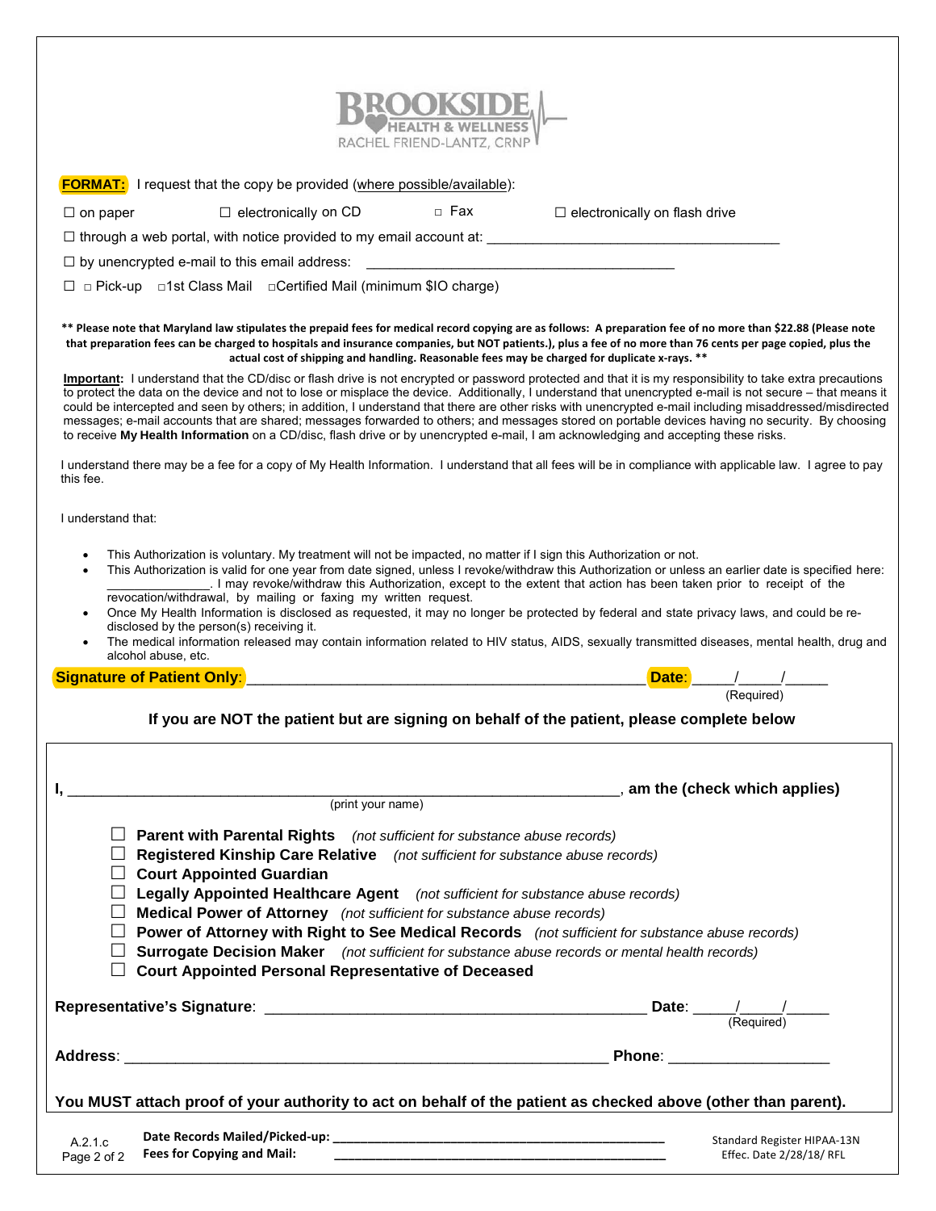BROOKSIDE HEALTH & WELLNESS
RACHEL FRIEND-LANTZ, CRNP

**FORMAT:** I request that the copy be provided (where possible/available):

☐ on paper ☐ electronically on CD ☐ Fax ☐ electronically on flash drive

☐ through a web portal, with notice provided to my email account at: ______________________________________

☐ by unencrypted e-mail to this email address: ________________________________________

☐ ☐ Pick-up ☐1st Class Mail ☐Certified Mail (minimum $IO charge)

**** Please note that Maryland law stipulates the prepaid fees for medical record copying are as follows: A preparation fee of no more than $22.88 (Please note that preparation fees can be charged to hospitals and insurance companies, but NOT patients.), plus a fee of no more than 76 cents per page copied, plus the actual cost of shipping and handling. Reasonable fees may be charged for duplicate x-rays. ****

**Important**: I understand that the CD/disc or flash drive is not encrypted or password protected and that it is my responsibility to take extra precautions to protect the data on the device and not to lose or misplace the device. Additionally, I understand that unencrypted e-mail is not secure – that means it could be intercepted and seen by others; in addition, I understand that there are other risks with unencrypted e-mail including misaddressed/misdirected messages; e-mail accounts that are shared; messages forwarded to others; and messages stored on portable devices having no security. By choosing to receive **My Health Information** on a CD/disc, flash drive or by unencrypted e-mail, I am acknowledging and accepting these risks.

I understand there may be a fee for a copy of My Health Information. I understand that all fees will be in compliance with applicable law. I agree to pay this fee.

I understand that:

- This Authorization is voluntary. My treatment will not be impacted, no matter if I sign this Authorization or not.
- This Authorization is valid for one year from date signed, unless I revoke/withdraw this Authorization or unless an earlier date is specified here: _______________. I may revoke/withdraw this Authorization, except to the extent that action has been taken prior to receipt of the revocation/withdrawal, by mailing or faxing my written request.
- Once My Health Information is disclosed as requested, it may no longer be protected by federal and state privacy laws, and could be re-disclosed by the person(s) receiving it.
- The medical information released may contain information related to HIV status, AIDS, sexually transmitted diseases, mental health, drug and alcohol abuse, etc.

**Signature of Patient Only**: __________________________________________________ **Date**: _____/_____/_____
(Required)

**If you are NOT the patient but are signing on behalf of the patient, please complete below**

**I**, ______________________________________________________________________, **am the (check which applies)**
(print your name)

☐ **Parent with Parental Rights** *(not sufficient for substance abuse records)*
☐ **Registered Kinship Care Relative** *(not sufficient for substance abuse records)*
☐ **Court Appointed Guardian**
☐ **Legally Appointed Healthcare Agent** *(not sufficient for substance abuse records)*
☐ **Medical Power of Attorney** *(not sufficient for substance abuse records)*
☐ **Power of Attorney with Right to See Medical Records** *(not sufficient for substance abuse records)*
☐ **Surrogate Decision Maker** *(not sufficient for substance abuse records or mental health records)*
☐ **Court Appointed Personal Representative of Deceased**

**Representative's Signature**: ______________________________________________ **Date**: _____/_____/_____
(Required)

**Address**: ____________________________________________________________ **Phone**: ____________________

**You MUST attach proof of your authority to act on behalf of the patient as checked above (other than parent).**

A.2.1.c

**Date Records Mailed/Picked-up:** ________________________________________________

**Fees for Copying and Mail:** ________________________________________________

Standard Register HIPAA-13N
Effec. Date 2/28/18/ RFL